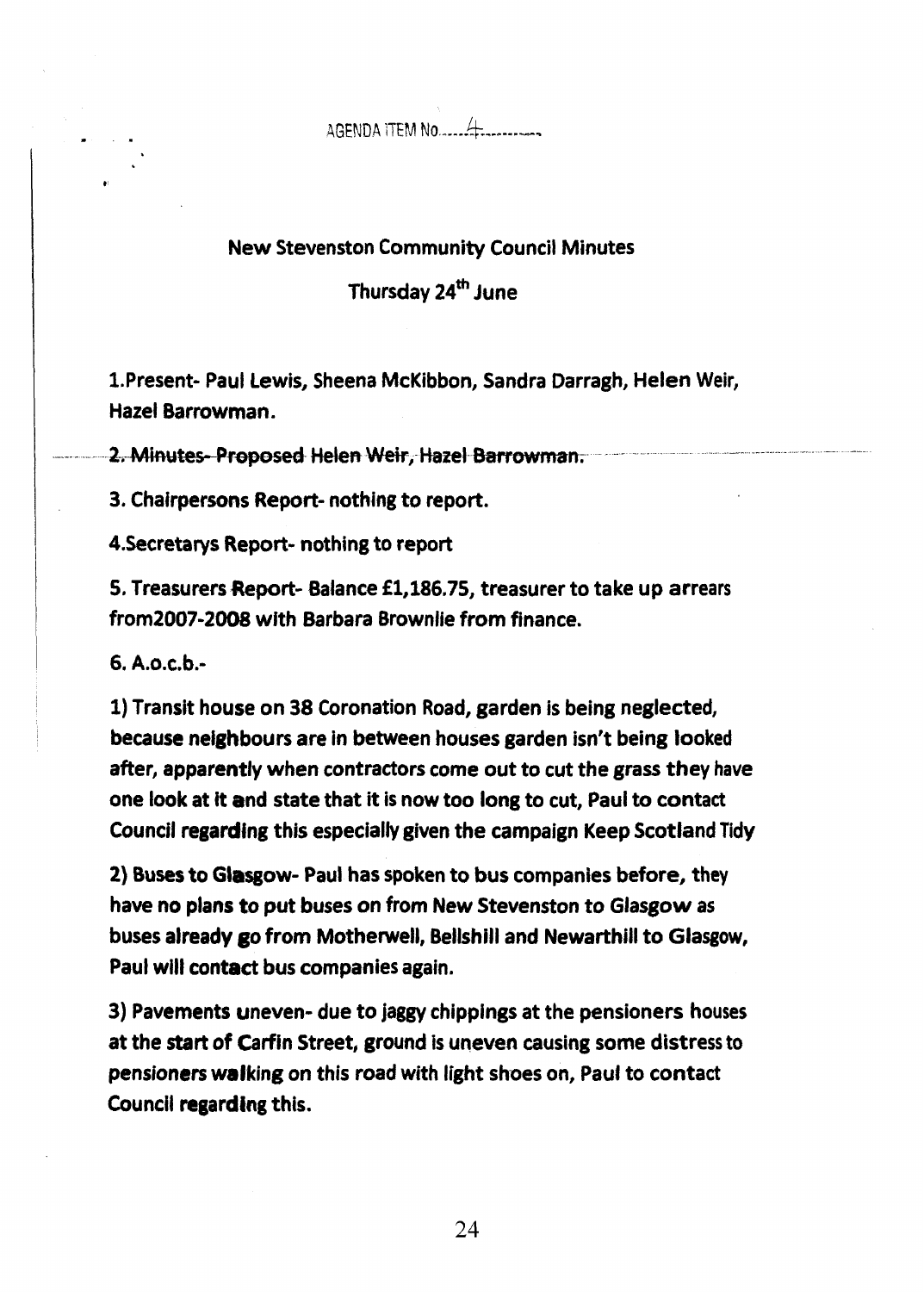AGENDA ITEM No. 4

## New Stevenston Community Council Minutes

## Thursday 24th June

1.Present- Paul Lewis, Sheena McKibbon, Sandra Darragh, Helen Weir, Hazel Barrowman.

~~2. Minutes- Proposed Helen Weir, Hazel Barrowman.~~

3. Chairpersons Report- nothing to report.

4.Secretarys Report- nothing to report

5. Treasurers Report- Balance £1,186.75, treasurer to take up arrears from2007-2008 with Barbara Brownlie from finance.

6. A.o.c.b.-

1) Transit house on 38 Coronation Road, garden is being neglected, because neighbours are in between houses garden isn't being looked after, apparently when contractors come out to cut the grass they have one look at it and state that it is now too long to cut, Paul to contact Council regarding this especially given the campaign Keep Scotland Tidy

2) Buses to Glasgow- Paul has spoken to bus companies before, they have no plans to put buses on from New Stevenston to Glasgow as buses already go from Motherwell, Bellshill and Newarthill to Glasgow, Paul will contact bus companies again.

3) Pavements uneven- due to jaggy chippings at the pensioners houses at the start of Carfin Street, ground is uneven causing some distress to pensioners walking on this road with light shoes on, Paul to contact Council regarding this.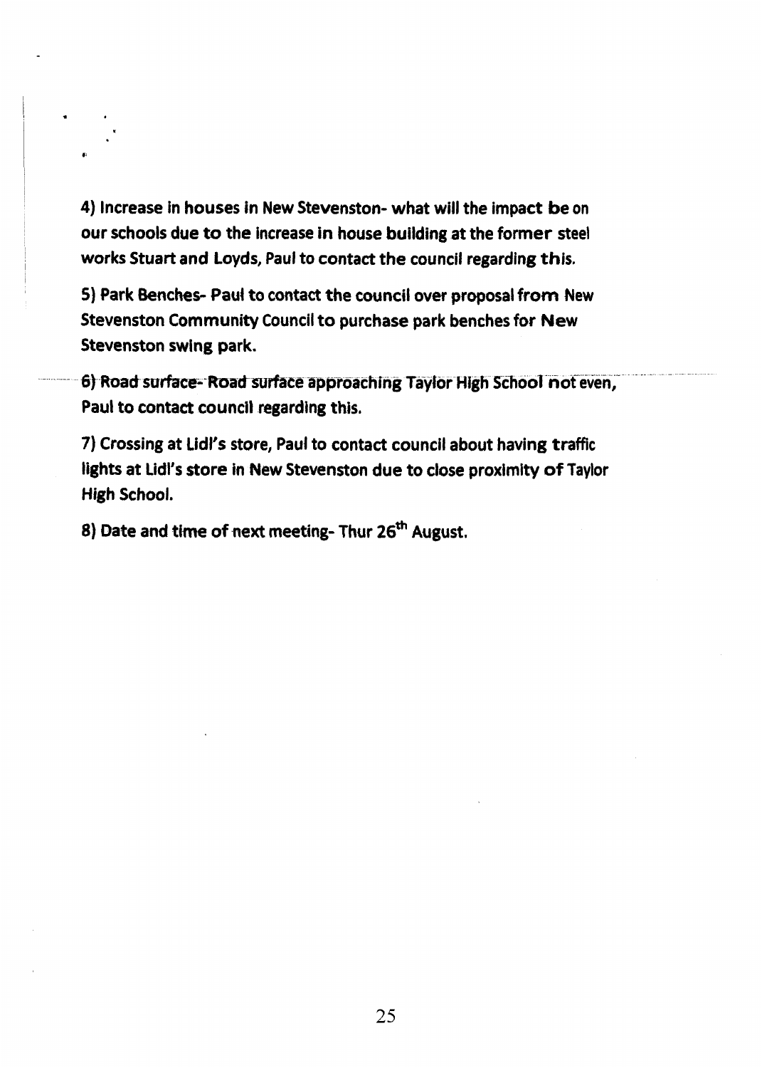4) Increase in houses in New Stevenston- what will the impact be on our schools due to the increase in house building at the former steel works Stuart and Loyds, Paul to contact the council regarding this.

5) Park Benches- Paul to contact the council over proposal from New Stevenston Community Council to purchase park benches for New Stevenston swing park.

6) Road surface- Road surface approaching Taylor High School not even, Paul to contact council regarding this.

7) Crossing at Lidl's store, Paul to contact council about having traffic lights at Lidl's store in New Stevenston due to close proximity of Taylor High School.

8) Date and time of next meeting- Thur 26th August.